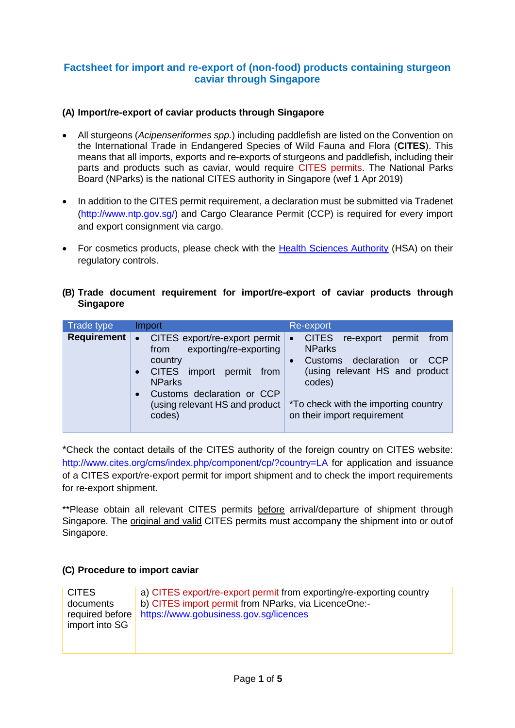# Factsheet for import and re-export of (non-food) products containing sturgeon caviar through Singapore

## (A) Import/re-export of caviar products through Singapore

- All sturgeons (*Acipenseriformes spp.*) including paddlefish are listed on the Convention on the International Trade in Endangered Species of Wild Fauna and Flora (**CITES**). This means that all imports, exports and re-exports of sturgeons and paddlefish, including their parts and products such as caviar, would require CITES permits. The National Parks Board (NParks) is the national CITES authority in Singapore (wef 1 Apr 2019)

- In addition to the CITES permit requirement, a declaration must be submitted via Tradenet (http://www.ntp.gov.sg/) and Cargo Clearance Permit (CCP) is required for every import and export consignment via cargo.

- For cosmetics products, please check with the [Health Sciences Authority](#) (HSA) on their regulatory controls.

## (B) Trade document requirement for import/re-export of caviar products through Singapore

| Trade type | Import | Re-export |
|---|---|---|
| **Requirement** | • CITES export/re-export permit from exporting/re-exporting country<br>• CITES import permit from NParks<br>• Customs declaration or CCP (using relevant HS and product codes) | • CITES re-export permit from NParks<br>• Customs declaration or CCP (using relevant HS and product codes)<br><br>*To check with the importing country on their import requirement |

*Check the contact details of the CITES authority of the foreign country on CITES website: http://www.cites.org/cms/index.php/component/cp/?country=LA for application and issuance of a CITES export/re-export permit for import shipment and to check the import requirements for re-export shipment.

**Please obtain all relevant CITES permits before arrival/departure of shipment through Singapore. The original and valid CITES permits must accompany the shipment into or out of Singapore.

## (C) Procedure to import caviar

| | |
|---|---|
| CITES documents required before import into SG | a) CITES export/re-export permit from exporting/re-exporting country<br>b) CITES import permit from NParks, via LicenceOne:-<br>https://www.gobusiness.gov.sg/licences |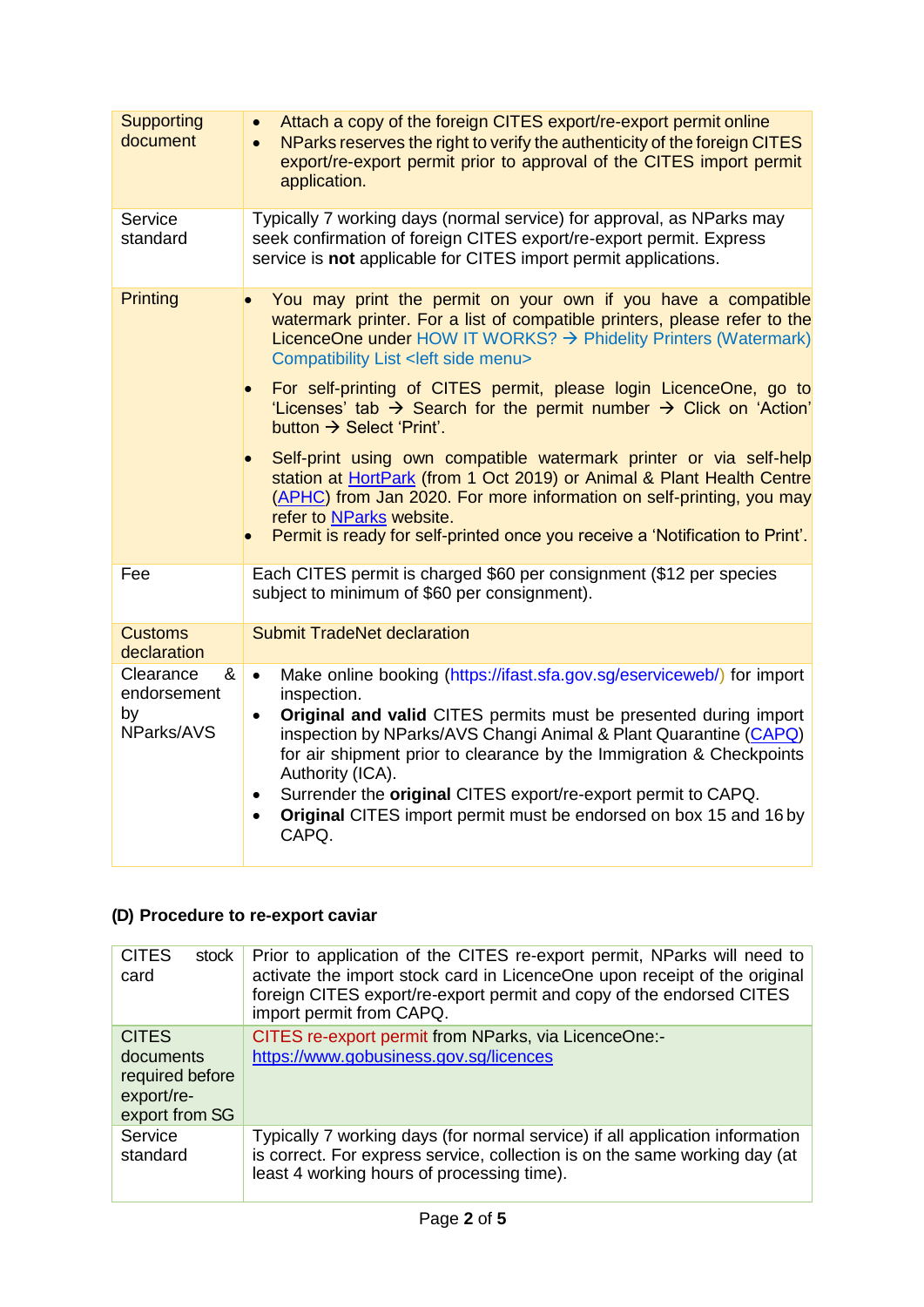| | |
|---|---|
| Supporting document | • Attach a copy of the foreign CITES export/re-export permit online<br>• NParks reserves the right to verify the authenticity of the foreign CITES export/re-export permit prior to approval of the CITES import permit application. |
| Service standard | Typically 7 working days (normal service) for approval, as NParks may seek confirmation of foreign CITES export/re-export permit. Express service is **not** applicable for CITES import permit applications. |
| Printing | • You may print the permit on your own if you have a compatible watermark printer. For a list of compatible printers, please refer to the LicenceOne under HOW IT WORKS? → Phidelity Printers (Watermark) Compatibility List <left side menu><br>• For self-printing of CITES permit, please login LicenceOne, go to 'Licenses' tab → Search for the permit number → Click on 'Action' button → Select 'Print'.<br>• Self-print using own compatible watermark printer or via self-help station at HortPark (from 1 Oct 2019) or Animal & Plant Health Centre (APHC) from Jan 2020. For more information on self-printing, you may refer to NParks website.<br>• Permit is ready for self-printed once you receive a 'Notification to Print'. |
| Fee | Each CITES permit is charged $60 per consignment ($12 per species subject to minimum of $60 per consignment). |
| Customs declaration | Submit TradeNet declaration |
| Clearance & endorsement by NParks/AVS | • Make online booking (https://ifast.sfa.gov.sg/eserviceweb/) for import inspection.<br>• **Original and valid** CITES permits must be presented during import inspection by NParks/AVS Changi Animal & Plant Quarantine (CAPQ) for air shipment prior to clearance by the Immigration & Checkpoints Authority (ICA).<br>• Surrender the **original** CITES export/re-export permit to CAPQ.<br>• **Original** CITES import permit must be endorsed on box 15 and 16 by CAPQ. |

### (D) Procedure to re-export caviar

| | |
|---|---|
| CITES stock card | Prior to application of the CITES re-export permit, NParks will need to activate the import stock card in LicenceOne upon receipt of the original foreign CITES export/re-export permit and copy of the endorsed CITES import permit from CAPQ. |
| CITES documents required before export/re-export from SG | CITES re-export permit from NParks, via LicenceOne:-<br>https://www.gobusiness.gov.sg/licences |
| Service standard | Typically 7 working days (for normal service) if all application information is correct. For express service, collection is on the same working day (at least 4 working hours of processing time). |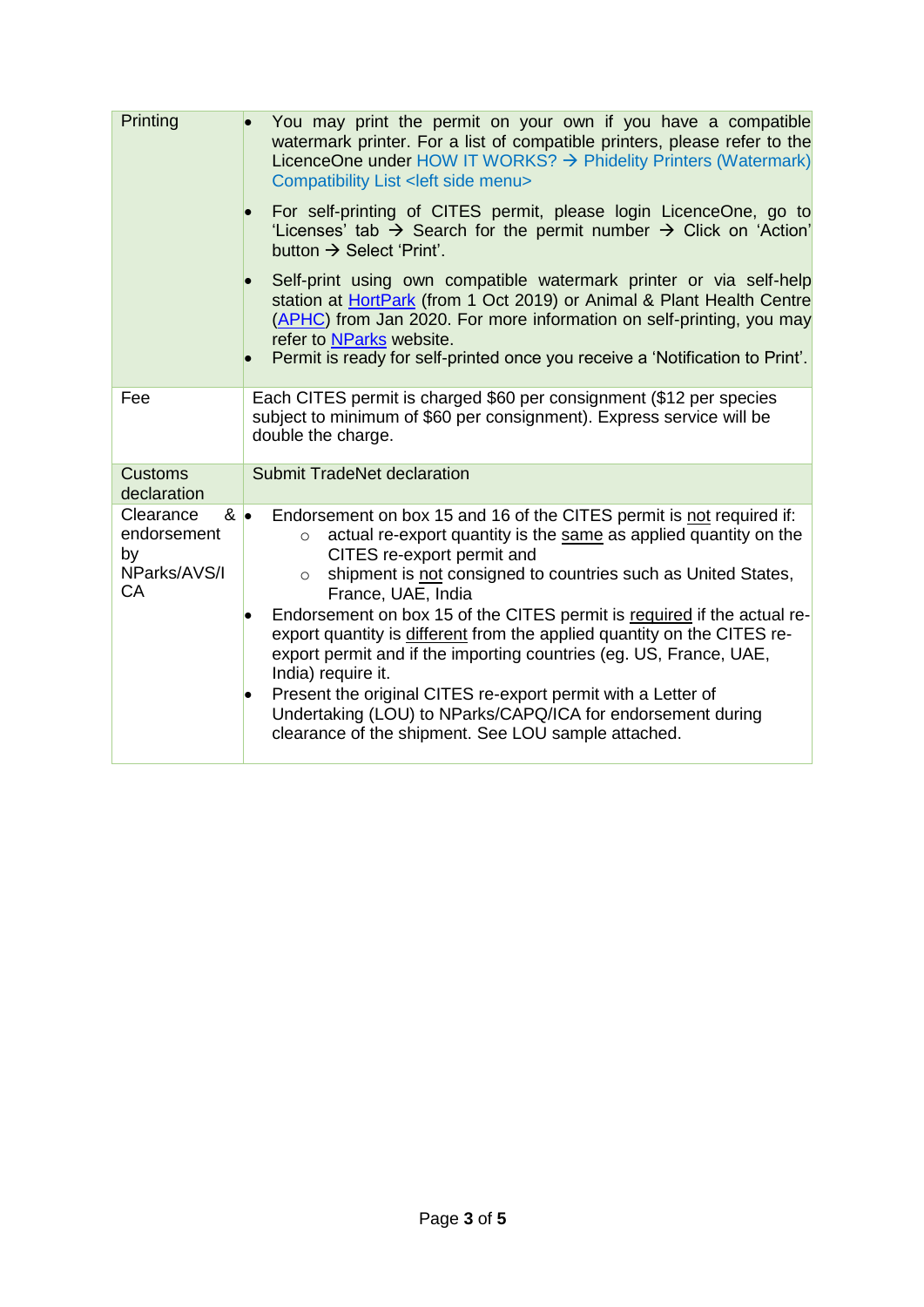| | |
|---|---|
| Printing | • You may print the permit on your own if you have a compatible watermark printer. For a list of compatible printers, please refer to the LicenceOne under HOW IT WORKS? → Phidelity Printers (Watermark) Compatibility List <left side menu><br>• For self-printing of CITES permit, please login LicenceOne, go to 'Licenses' tab → Search for the permit number → Click on 'Action' button → Select 'Print'.<br>• Self-print using own compatible watermark printer or via self-help station at HortPark (from 1 Oct 2019) or Animal & Plant Health Centre (APHC) from Jan 2020. For more information on self-printing, you may refer to NParks website.<br>• Permit is ready for self-printed once you receive a 'Notification to Print'. |
| Fee | Each CITES permit is charged $60 per consignment ($12 per species subject to minimum of $60 per consignment). Express service will be double the charge. |
| Customs declaration | Submit TradeNet declaration |
| Clearance & endorsement by NParks/AVS/ICA | • Endorsement on box 15 and 16 of the CITES permit is not required if:<br>  ○ actual re-export quantity is the same as applied quantity on the CITES re-export permit and<br>  ○ shipment is not consigned to countries such as United States, France, UAE, India<br>• Endorsement on box 15 of the CITES permit is required if the actual re-export quantity is different from the applied quantity on the CITES re-export permit and if the importing countries (eg. US, France, UAE, India) require it.<br>• Present the original CITES re-export permit with a Letter of Undertaking (LOU) to NParks/CAPQ/ICA for endorsement during clearance of the shipment. See LOU sample attached. |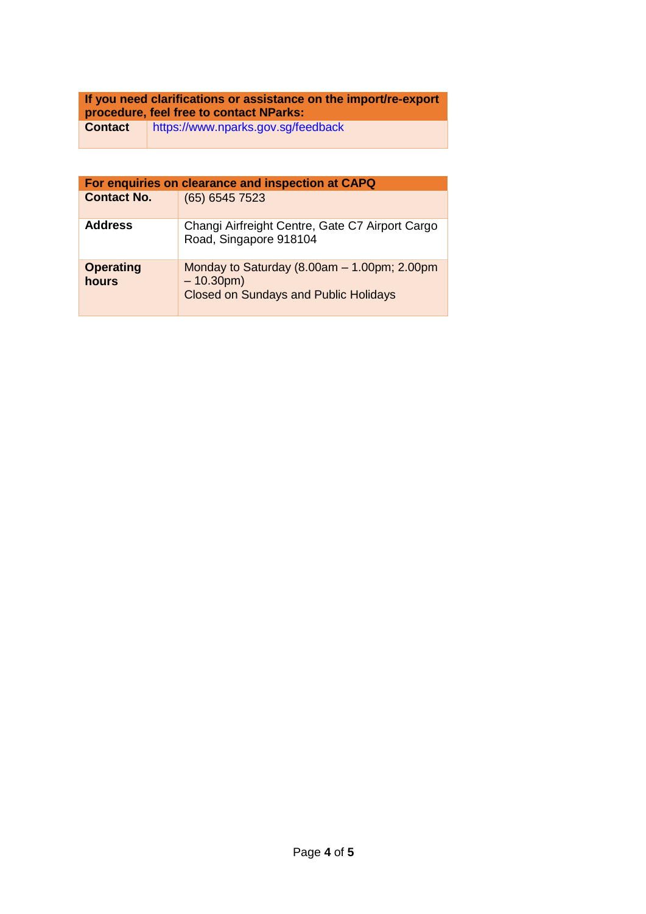| If you need clarifications or assistance on the import/re-export procedure, feel free to contact NParks: | |
|---|---|
| **Contact** | https://www.nparks.gov.sg/feedback |

| For enquiries on clearance and inspection at CAPQ | |
|---|---|
| **Contact No.** | (65) 6545 7523 |
| **Address** | Changi Airfreight Centre, Gate C7 Airport Cargo Road, Singapore 918104 |
| **Operating hours** | Monday to Saturday (8.00am – 1.00pm; 2.00pm – 10.30pm)<br>Closed on Sundays and Public Holidays |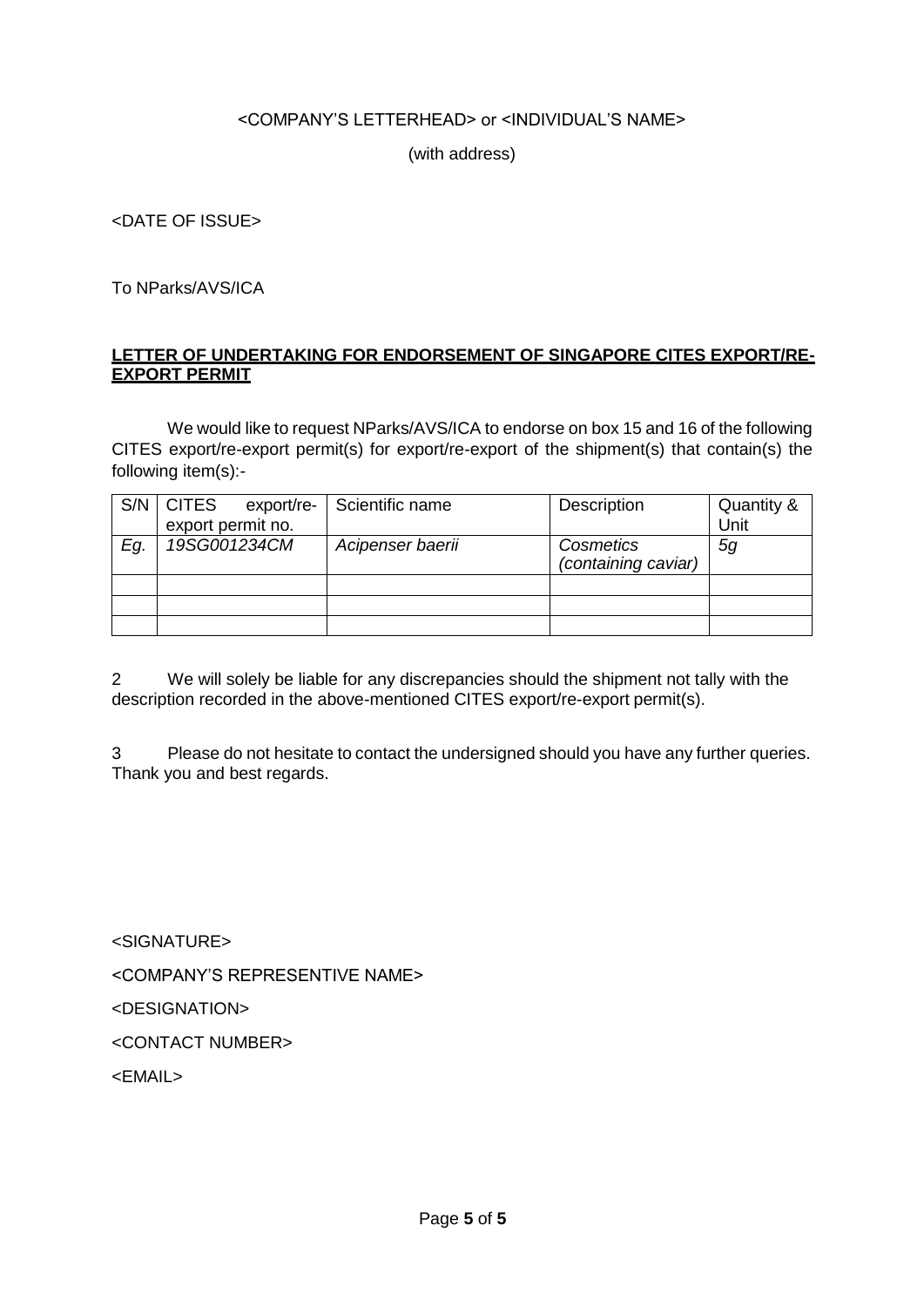<COMPANY'S LETTERHEAD> or <INDIVIDUAL'S NAME>

(with address)

<DATE OF ISSUE>

To NParks/AVS/ICA

**LETTER OF UNDERTAKING FOR ENDORSEMENT OF SINGAPORE CITES EXPORT/RE-EXPORT PERMIT**

We would like to request NParks/AVS/ICA to endorse on box 15 and 16 of the following CITES export/re-export permit(s) for export/re-export of the shipment(s) that contain(s) the following item(s):-

| S/N | CITES export/re-export permit no. | Scientific name | Description | Quantity & Unit |
|---|---|---|---|---|
| *Eg.* | *19SG001234CM* | *Acipenser baerii* | *Cosmetics (containing caviar)* | *5g* |
| | | | | |
| | | | | |
| | | | | |

2 We will solely be liable for any discrepancies should the shipment not tally with the description recorded in the above-mentioned CITES export/re-export permit(s).

3 Please do not hesitate to contact the undersigned should you have any further queries. Thank you and best regards.

<SIGNATURE>

<COMPANY'S REPRESENTIVE NAME>

<DESIGNATION>

<CONTACT NUMBER>

<EMAIL>